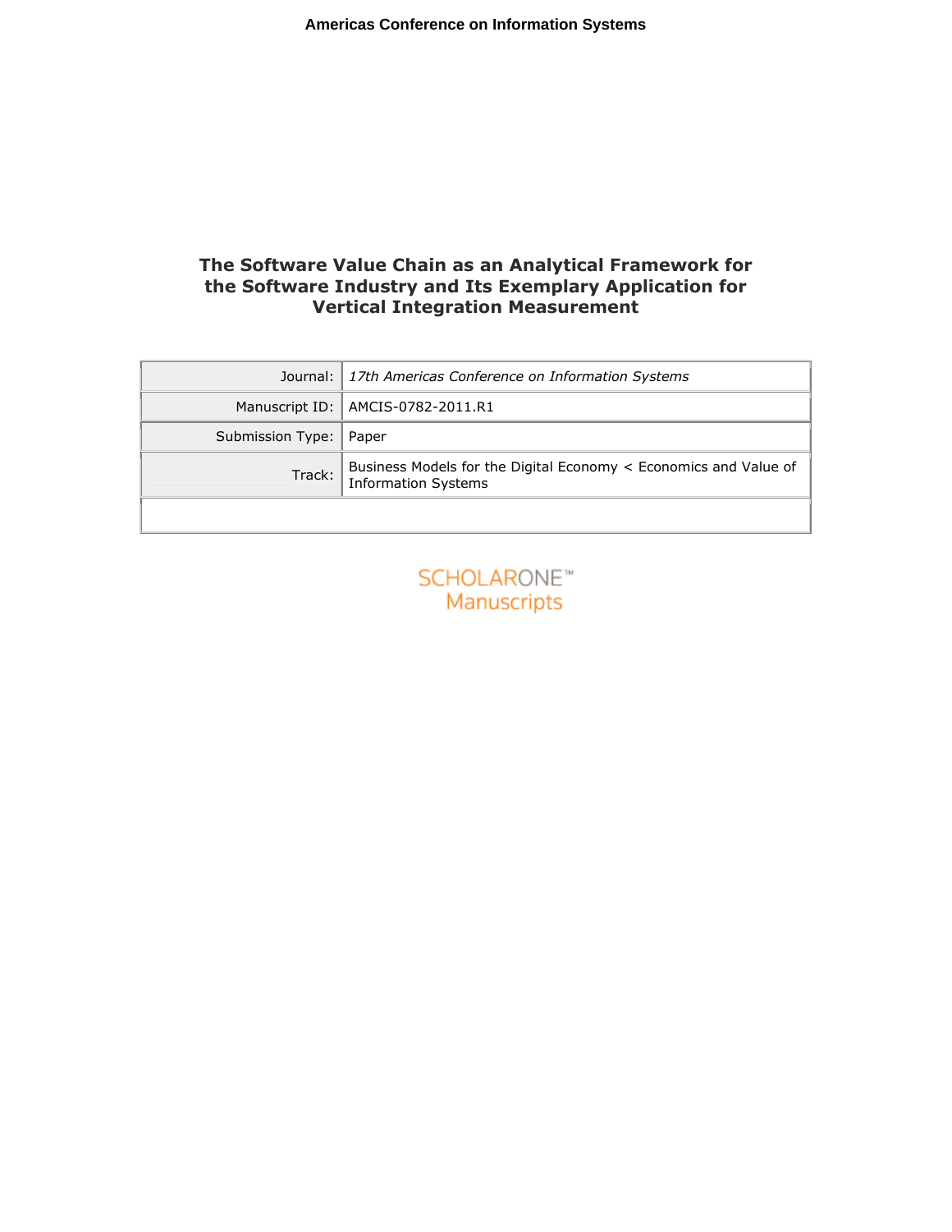# The Software Value Chain as an Analytical Framework for the Software Industry and Its Exemplary Application for Vertical Integration Measurement

| Journal: | *17th Americas Conference on Information Systems* |
|---|---|
| Manuscript ID: | AMCIS-0782-2011.R1 |
| Submission Type: | Paper |
| Track: | Business Models for the Digital Economy < Economics and Value of Information Systems |
| | |

SCHOLARONE™
Manuscripts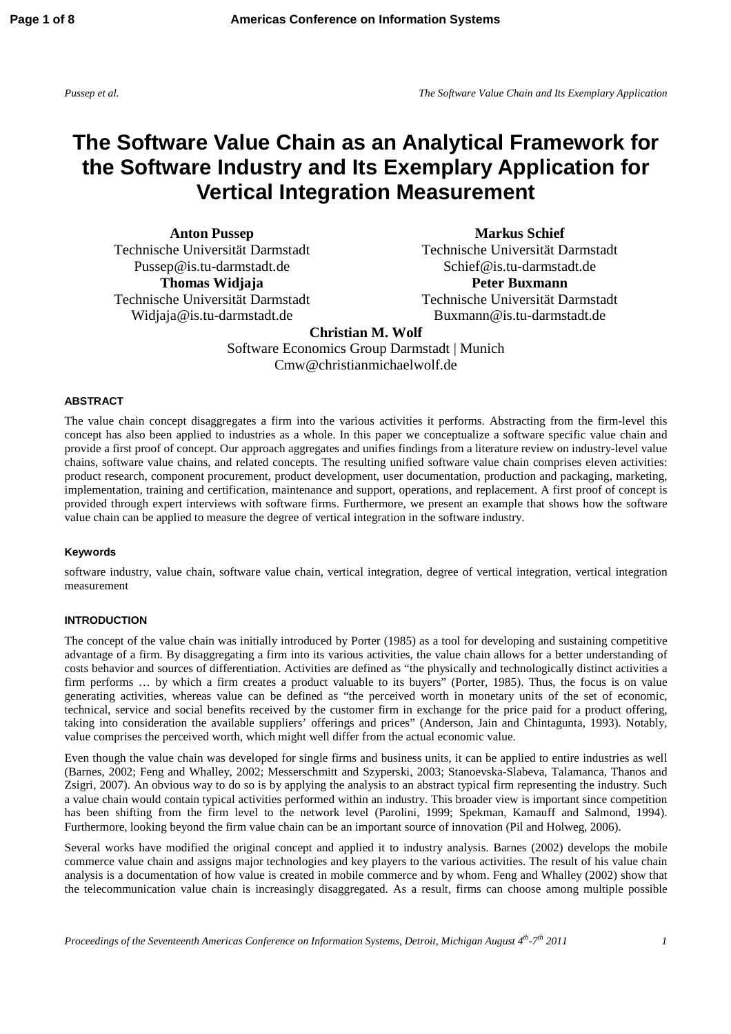# The Software Value Chain as an Analytical Framework for the Software Industry and Its Exemplary Application for Vertical Integration Measurement

**Anton Pussep**
Technische Universität Darmstadt
Pussep@is.tu-darmstadt.de

**Markus Schief**
Technische Universität Darmstadt
Schief@is.tu-darmstadt.de

**Thomas Widjaja**
Technische Universität Darmstadt
Widjaja@is.tu-darmstadt.de

**Peter Buxmann**
Technische Universität Darmstadt
Buxmann@is.tu-darmstadt.de

**Christian M. Wolf**
Software Economics Group Darmstadt | Munich
Cmw@christianmichaelwolf.de

## ABSTRACT

The value chain concept disaggregates a firm into the various activities it performs. Abstracting from the firm-level this concept has also been applied to industries as a whole. In this paper we conceptualize a software specific value chain and provide a first proof of concept. Our approach aggregates and unifies findings from a literature review on industry-level value chains, software value chains, and related concepts. The resulting unified software value chain comprises eleven activities: product research, component procurement, product development, user documentation, production and packaging, marketing, implementation, training and certification, maintenance and support, operations, and replacement. A first proof of concept is provided through expert interviews with software firms. Furthermore, we present an example that shows how the software value chain can be applied to measure the degree of vertical integration in the software industry.

### Keywords

software industry, value chain, software value chain, vertical integration, degree of vertical integration, vertical integration measurement

## INTRODUCTION

The concept of the value chain was initially introduced by Porter (1985) as a tool for developing and sustaining competitive advantage of a firm. By disaggregating a firm into its various activities, the value chain allows for a better understanding of costs behavior and sources of differentiation. Activities are defined as "the physically and technologically distinct activities a firm performs … by which a firm creates a product valuable to its buyers" (Porter, 1985). Thus, the focus is on value generating activities, whereas value can be defined as "the perceived worth in monetary units of the set of economic, technical, service and social benefits received by the customer firm in exchange for the price paid for a product offering, taking into consideration the available suppliers' offerings and prices" (Anderson, Jain and Chintagunta, 1993). Notably, value comprises the perceived worth, which might well differ from the actual economic value.

Even though the value chain was developed for single firms and business units, it can be applied to entire industries as well (Barnes, 2002; Feng and Whalley, 2002; Messerschmitt and Szyperski, 2003; Stanoevska-Slabeva, Talamanca, Thanos and Zsigri, 2007). An obvious way to do so is by applying the analysis to an abstract typical firm representing the industry. Such a value chain would contain typical activities performed within an industry. This broader view is important since competition has been shifting from the firm level to the network level (Parolini, 1999; Spekman, Kamauff and Salmond, 1994). Furthermore, looking beyond the firm value chain can be an important source of innovation (Pil and Holweg, 2006).

Several works have modified the original concept and applied it to industry analysis. Barnes (2002) develops the mobile commerce value chain and assigns major technologies and key players to the various activities. The result of his value chain analysis is a documentation of how value is created in mobile commerce and by whom. Feng and Whalley (2002) show that the telecommunication value chain is increasingly disaggregated. As a result, firms can choose among multiple possible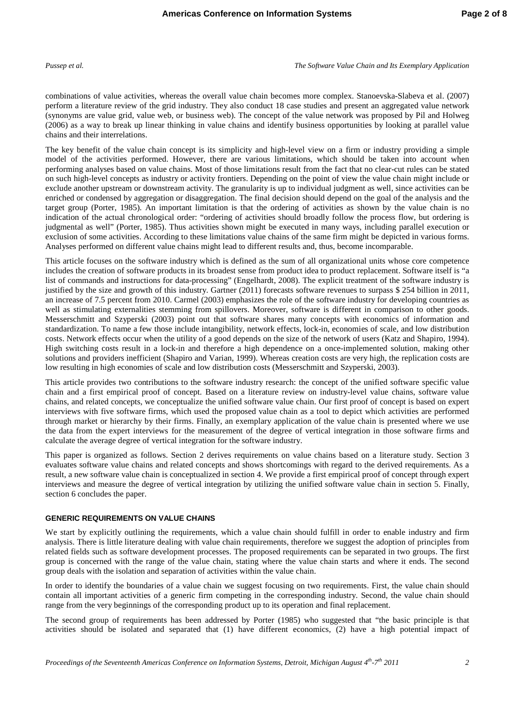combinations of value activities, whereas the overall value chain becomes more complex. Stanoevska-Slabeva et al. (2007) perform a literature review of the grid industry. They also conduct 18 case studies and present an aggregated value network (synonyms are value grid, value web, or business web). The concept of the value network was proposed by Pil and Holweg (2006) as a way to break up linear thinking in value chains and identify business opportunities by looking at parallel value chains and their interrelations.

The key benefit of the value chain concept is its simplicity and high-level view on a firm or industry providing a simple model of the activities performed. However, there are various limitations, which should be taken into account when performing analyses based on value chains. Most of those limitations result from the fact that no clear-cut rules can be stated on such high-level concepts as industry or activity frontiers. Depending on the point of view the value chain might include or exclude another upstream or downstream activity. The granularity is up to individual judgment as well, since activities can be enriched or condensed by aggregation or disaggregation. The final decision should depend on the goal of the analysis and the target group (Porter, 1985). An important limitation is that the ordering of activities as shown by the value chain is no indication of the actual chronological order: "ordering of activities should broadly follow the process flow, but ordering is judgmental as well" (Porter, 1985). Thus activities shown might be executed in many ways, including parallel execution or exclusion of some activities. According to these limitations value chains of the same firm might be depicted in various forms. Analyses performed on different value chains might lead to different results and, thus, become incomparable.

This article focuses on the software industry which is defined as the sum of all organizational units whose core competence includes the creation of software products in its broadest sense from product idea to product replacement. Software itself is "a list of commands and instructions for data-processing" (Engelhardt, 2008). The explicit treatment of the software industry is justified by the size and growth of this industry. Gartner (2011) forecasts software revenues to surpass $ 254 billion in 2011, an increase of 7.5 percent from 2010. Carmel (2003) emphasizes the role of the software industry for developing countries as well as stimulating externalities stemming from spillovers. Moreover, software is different in comparison to other goods. Messerschmitt and Szyperski (2003) point out that software shares many concepts with economics of information and standardization. To name a few those include intangibility, network effects, lock-in, economies of scale, and low distribution costs. Network effects occur when the utility of a good depends on the size of the network of users (Katz and Shapiro, 1994). High switching costs result in a lock-in and therefore a high dependence on a once-implemented solution, making other solutions and providers inefficient (Shapiro and Varian, 1999). Whereas creation costs are very high, the replication costs are low resulting in high economies of scale and low distribution costs (Messerschmitt and Szyperski, 2003).

This article provides two contributions to the software industry research: the concept of the unified software specific value chain and a first empirical proof of concept. Based on a literature review on industry-level value chains, software value chains, and related concepts, we conceptualize the unified software value chain. Our first proof of concept is based on expert interviews with five software firms, which used the proposed value chain as a tool to depict which activities are performed through market or hierarchy by their firms. Finally, an exemplary application of the value chain is presented where we use the data from the expert interviews for the measurement of the degree of vertical integration in those software firms and calculate the average degree of vertical integration for the software industry.

This paper is organized as follows. Section 2 derives requirements on value chains based on a literature study. Section 3 evaluates software value chains and related concepts and shows shortcomings with regard to the derived requirements. As a result, a new software value chain is conceptualized in section 4. We provide a first empirical proof of concept through expert interviews and measure the degree of vertical integration by utilizing the unified software value chain in section 5. Finally, section 6 concludes the paper.

## GENERIC REQUIREMENTS ON VALUE CHAINS

We start by explicitly outlining the requirements, which a value chain should fulfill in order to enable industry and firm analysis. There is little literature dealing with value chain requirements, therefore we suggest the adoption of principles from related fields such as software development processes. The proposed requirements can be separated in two groups. The first group is concerned with the range of the value chain, stating where the value chain starts and where it ends. The second group deals with the isolation and separation of activities within the value chain.

In order to identify the boundaries of a value chain we suggest focusing on two requirements. First, the value chain should contain all important activities of a generic firm competing in the corresponding industry. Second, the value chain should range from the very beginnings of the corresponding product up to its operation and final replacement.

The second group of requirements has been addressed by Porter (1985) who suggested that "the basic principle is that activities should be isolated and separated that (1) have different economics, (2) have a high potential impact of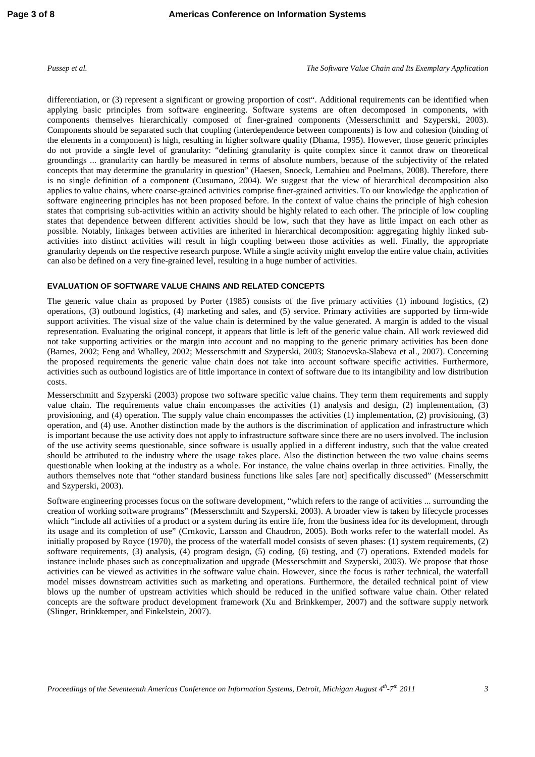differentiation, or (3) represent a significant or growing proportion of cost". Additional requirements can be identified when applying basic principles from software engineering. Software systems are often decomposed in components, with components themselves hierarchically composed of finer-grained components (Messerschmitt and Szyperski, 2003). Components should be separated such that coupling (interdependence between components) is low and cohesion (binding of the elements in a component) is high, resulting in higher software quality (Dhama, 1995). However, those generic principles do not provide a single level of granularity: "defining granularity is quite complex since it cannot draw on theoretical groundings ... granularity can hardly be measured in terms of absolute numbers, because of the subjectivity of the related concepts that may determine the granularity in question" (Haesen, Snoeck, Lemahieu and Poelmans, 2008). Therefore, there is no single definition of a component (Cusumano, 2004). We suggest that the view of hierarchical decomposition also applies to value chains, where coarse-grained activities comprise finer-grained activities. To our knowledge the application of software engineering principles has not been proposed before. In the context of value chains the principle of high cohesion states that comprising sub-activities within an activity should be highly related to each other. The principle of low coupling states that dependence between different activities should be low, such that they have as little impact on each other as possible. Notably, linkages between activities are inherited in hierarchical decomposition: aggregating highly linked sub-activities into distinct activities will result in high coupling between those activities as well. Finally, the appropriate granularity depends on the respective research purpose. While a single activity might envelop the entire value chain, activities can also be defined on a very fine-grained level, resulting in a huge number of activities.

## EVALUATION OF SOFTWARE VALUE CHAINS AND RELATED CONCEPTS

The generic value chain as proposed by Porter (1985) consists of the five primary activities (1) inbound logistics, (2) operations, (3) outbound logistics, (4) marketing and sales, and (5) service. Primary activities are supported by firm-wide support activities. The visual size of the value chain is determined by the value generated. A margin is added to the visual representation. Evaluating the original concept, it appears that little is left of the generic value chain. All work reviewed did not take supporting activities or the margin into account and no mapping to the generic primary activities has been done (Barnes, 2002; Feng and Whalley, 2002; Messerschmitt and Szyperski, 2003; Stanoevska-Slabeva et al., 2007). Concerning the proposed requirements the generic value chain does not take into account software specific activities. Furthermore, activities such as outbound logistics are of little importance in context of software due to its intangibility and low distribution costs.

Messerschmitt and Szyperski (2003) propose two software specific value chains. They term them requirements and supply value chain. The requirements value chain encompasses the activities (1) analysis and design, (2) implementation, (3) provisioning, and (4) operation. The supply value chain encompasses the activities (1) implementation, (2) provisioning, (3) operation, and (4) use. Another distinction made by the authors is the discrimination of application and infrastructure which is important because the use activity does not apply to infrastructure software since there are no users involved. The inclusion of the use activity seems questionable, since software is usually applied in a different industry, such that the value created should be attributed to the industry where the usage takes place. Also the distinction between the two value chains seems questionable when looking at the industry as a whole. For instance, the value chains overlap in three activities. Finally, the authors themselves note that "other standard business functions like sales [are not] specifically discussed" (Messerschmitt and Szyperski, 2003).

Software engineering processes focus on the software development, "which refers to the range of activities ... surrounding the creation of working software programs" (Messerschmitt and Szyperski, 2003). A broader view is taken by lifecycle processes which "include all activities of a product or a system during its entire life, from the business idea for its development, through its usage and its completion of use" (Crnkovic, Larsson and Chaudron, 2005). Both works refer to the waterfall model. As initially proposed by Royce (1970), the process of the waterfall model consists of seven phases: (1) system requirements, (2) software requirements, (3) analysis, (4) program design, (5) coding, (6) testing, and (7) operations. Extended models for instance include phases such as conceptualization and upgrade (Messerschmitt and Szyperski, 2003). We propose that those activities can be viewed as activities in the software value chain. However, since the focus is rather technical, the waterfall model misses downstream activities such as marketing and operations. Furthermore, the detailed technical point of view blows up the number of upstream activities which should be reduced in the unified software value chain. Other related concepts are the software product development framework (Xu and Brinkkemper, 2007) and the software supply network (Slinger, Brinkkemper, and Finkelstein, 2007).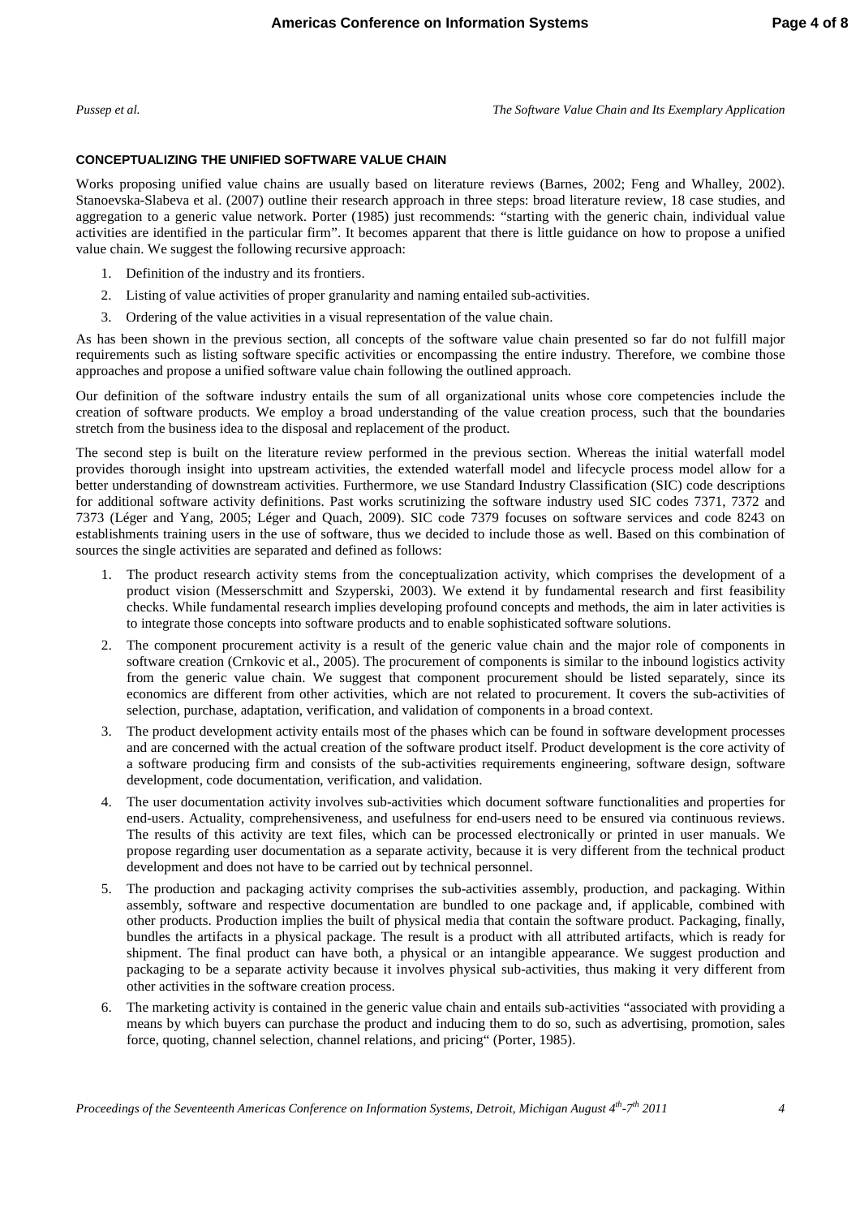## CONCEPTUALIZING THE UNIFIED SOFTWARE VALUE CHAIN

Works proposing unified value chains are usually based on literature reviews (Barnes, 2002; Feng and Whalley, 2002). Stanoevska-Slabeva et al. (2007) outline their research approach in three steps: broad literature review, 18 case studies, and aggregation to a generic value network. Porter (1985) just recommends: "starting with the generic chain, individual value activities are identified in the particular firm". It becomes apparent that there is little guidance on how to propose a unified value chain. We suggest the following recursive approach:

1. Definition of the industry and its frontiers.
2. Listing of value activities of proper granularity and naming entailed sub-activities.
3. Ordering of the value activities in a visual representation of the value chain.

As has been shown in the previous section, all concepts of the software value chain presented so far do not fulfill major requirements such as listing software specific activities or encompassing the entire industry. Therefore, we combine those approaches and propose a unified software value chain following the outlined approach.

Our definition of the software industry entails the sum of all organizational units whose core competencies include the creation of software products. We employ a broad understanding of the value creation process, such that the boundaries stretch from the business idea to the disposal and replacement of the product.

The second step is built on the literature review performed in the previous section. Whereas the initial waterfall model provides thorough insight into upstream activities, the extended waterfall model and lifecycle process model allow for a better understanding of downstream activities. Furthermore, we use Standard Industry Classification (SIC) code descriptions for additional software activity definitions. Past works scrutinizing the software industry used SIC codes 7371, 7372 and 7373 (Léger and Yang, 2005; Léger and Quach, 2009). SIC code 7379 focuses on software services and code 8243 on establishments training users in the use of software, thus we decided to include those as well. Based on this combination of sources the single activities are separated and defined as follows:

1. The product research activity stems from the conceptualization activity, which comprises the development of a product vision (Messerschmitt and Szyperski, 2003). We extend it by fundamental research and first feasibility checks. While fundamental research implies developing profound concepts and methods, the aim in later activities is to integrate those concepts into software products and to enable sophisticated software solutions.
2. The component procurement activity is a result of the generic value chain and the major role of components in software creation (Crnkovic et al., 2005). The procurement of components is similar to the inbound logistics activity from the generic value chain. We suggest that component procurement should be listed separately, since its economics are different from other activities, which are not related to procurement. It covers the sub-activities of selection, purchase, adaptation, verification, and validation of components in a broad context.
3. The product development activity entails most of the phases which can be found in software development processes and are concerned with the actual creation of the software product itself. Product development is the core activity of a software producing firm and consists of the sub-activities requirements engineering, software design, software development, code documentation, verification, and validation.
4. The user documentation activity involves sub-activities which document software functionalities and properties for end-users. Actuality, comprehensiveness, and usefulness for end-users need to be ensured via continuous reviews. The results of this activity are text files, which can be processed electronically or printed in user manuals. We propose regarding user documentation as a separate activity, because it is very different from the technical product development and does not have to be carried out by technical personnel.
5. The production and packaging activity comprises the sub-activities assembly, production, and packaging. Within assembly, software and respective documentation are bundled to one package and, if applicable, combined with other products. Production implies the built of physical media that contain the software product. Packaging, finally, bundles the artifacts in a physical package. The result is a product with all attributed artifacts, which is ready for shipment. The final product can have both, a physical or an intangible appearance. We suggest production and packaging to be a separate activity because it involves physical sub-activities, thus making it very different from other activities in the software creation process.
6. The marketing activity is contained in the generic value chain and entails sub-activities "associated with providing a means by which buyers can purchase the product and inducing them to do so, such as advertising, promotion, sales force, quoting, channel selection, channel relations, and pricing" (Porter, 1985).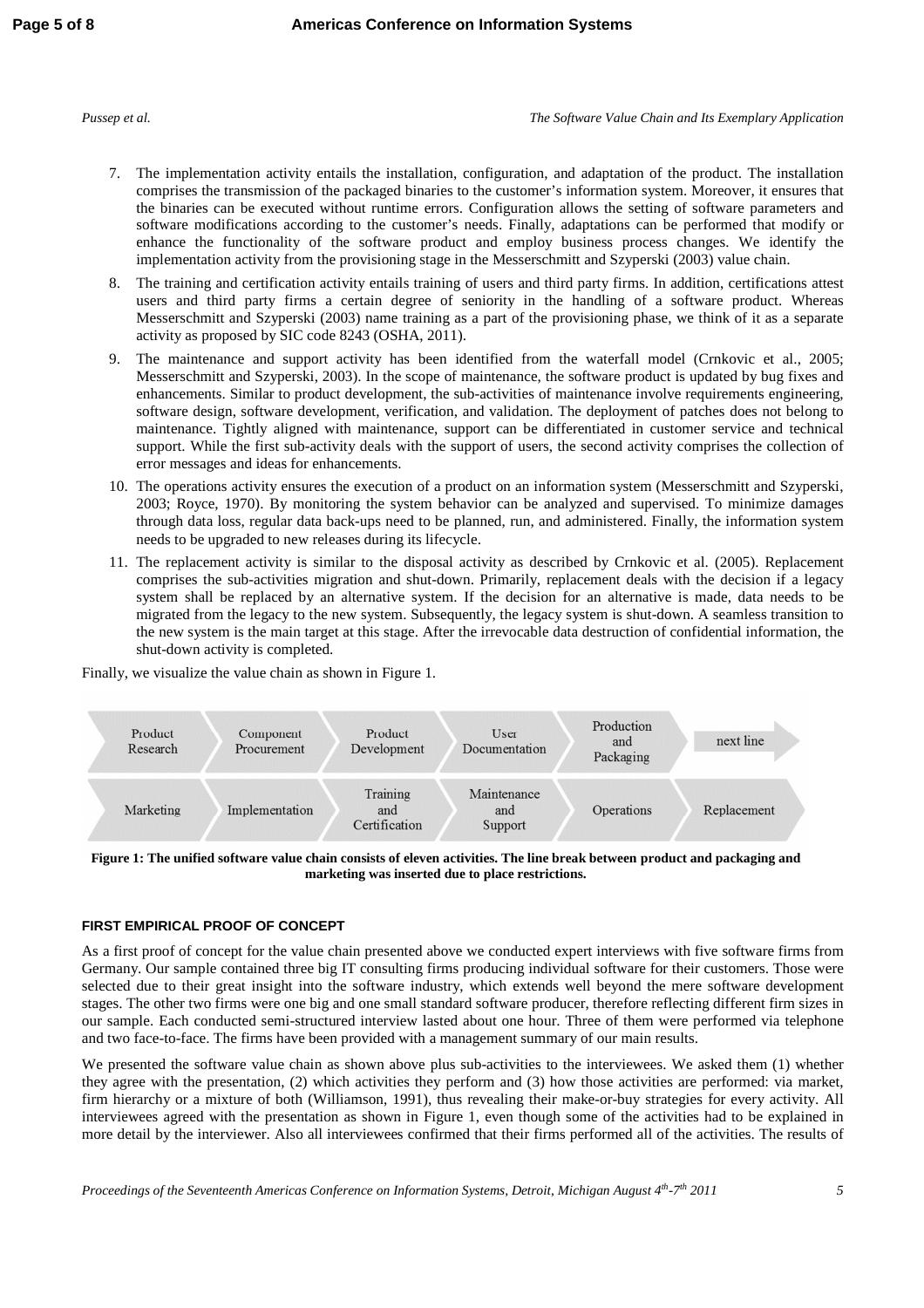7. The implementation activity entails the installation, configuration, and adaptation of the product. The installation comprises the transmission of the packaged binaries to the customer's information system. Moreover, it ensures that the binaries can be executed without runtime errors. Configuration allows the setting of software parameters and software modifications according to the customer's needs. Finally, adaptations can be performed that modify or enhance the functionality of the software product and employ business process changes. We identify the implementation activity from the provisioning stage in the Messerschmitt and Szyperski (2003) value chain.
8. The training and certification activity entails training of users and third party firms. In addition, certifications attest users and third party firms a certain degree of seniority in the handling of a software product. Whereas Messerschmitt and Szyperski (2003) name training as a part of the provisioning phase, we think of it as a separate activity as proposed by SIC code 8243 (OSHA, 2011).
9. The maintenance and support activity has been identified from the waterfall model (Crnkovic et al., 2005; Messerschmitt and Szyperski, 2003). In the scope of maintenance, the software product is updated by bug fixes and enhancements. Similar to product development, the sub-activities of maintenance involve requirements engineering, software design, software development, verification, and validation. The deployment of patches does not belong to maintenance. Tightly aligned with maintenance, support can be differentiated in customer service and technical support. While the first sub-activity deals with the support of users, the second activity comprises the collection of error messages and ideas for enhancements.
10. The operations activity ensures the execution of a product on an information system (Messerschmitt and Szyperski, 2003; Royce, 1970). By monitoring the system behavior can be analyzed and supervised. To minimize damages through data loss, regular data back-ups need to be planned, run, and administered. Finally, the information system needs to be upgraded to new releases during its lifecycle.
11. The replacement activity is similar to the disposal activity as described by Crnkovic et al. (2005). Replacement comprises the sub-activities migration and shut-down. Primarily, replacement deals with the decision if a legacy system shall be replaced by an alternative system. If the decision for an alternative is made, data needs to be migrated from the legacy to the new system. Subsequently, the legacy system is shut-down. A seamless transition to the new system is the main target at this stage. After the irrevocable data destruction of confidential information, the shut-down activity is completed.

Finally, we visualize the value chain as shown in Figure 1.

| Product Research | Component Procurement | Product Development | User Documentation | Production and Packaging | next line |
|---|---|---|---|---|---|
| Marketing | Implementation | Training and Certification | Maintenance and Support | Operations | Replacement |

**Figure 1: The unified software value chain consists of eleven activities. The line break between product and packaging and marketing was inserted due to place restrictions.**

## FIRST EMPIRICAL PROOF OF CONCEPT

As a first proof of concept for the value chain presented above we conducted expert interviews with five software firms from Germany. Our sample contained three big IT consulting firms producing individual software for their customers. Those were selected due to their great insight into the software industry, which extends well beyond the mere software development stages. The other two firms were one big and one small standard software producer, therefore reflecting different firm sizes in our sample. Each conducted semi-structured interview lasted about one hour. Three of them were performed via telephone and two face-to-face. The firms have been provided with a management summary of our main results.

We presented the software value chain as shown above plus sub-activities to the interviewees. We asked them (1) whether they agree with the presentation, (2) which activities they perform and (3) how those activities are performed: via market, firm hierarchy or a mixture of both (Williamson, 1991), thus revealing their make-or-buy strategies for every activity. All interviewees agreed with the presentation as shown in Figure 1, even though some of the activities had to be explained in more detail by the interviewer. Also all interviewees confirmed that their firms performed all of the activities. The results of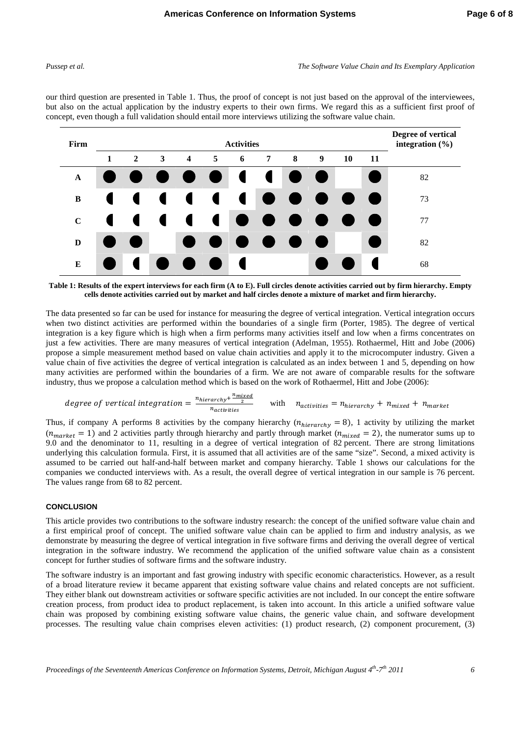our third question are presented in Table 1. Thus, the proof of concept is not just based on the approval of the interviewees, but also on the actual application by the industry experts to their own firms. We regard this as a sufficient first proof of concept, even though a full validation should entail more interviews utilizing the software value chain.

| Firm | Activities | | | | | | | | | | | Degree of vertical integration (%) |
|---|---|---|---|---|---|---|---|---|---|---|---|---|
| | 1 | 2 | 3 | 4 | 5 | 6 | 7 | 8 | 9 | 10 | 11 | |
| A | ● | ● | ● | ● | ● | ◐ | ◐ | ● | ● | | ● | 82 |
| B | ◐ | ◐ | ◐ | ◐ | ◐ | ◐ | ● | ● | ● | ● | ● | 73 |
| C | ◐ | ◐ | ◐ | ◐ | ◐ | ● | ● | ● | ● | ● | ● | 77 |
| D | ● | ● | | ● | ● | ● | ● | ● | ● | | ● | 82 |
| E | ● | ◐ | ● | ● | ● | ◐ | | | ● | ● | ◐ | 68 |

**Table 1: Results of the expert interviews for each firm (A to E). Full circles denote activities carried out by firm hierarchy. Empty cells denote activities carried out by market and half circles denote a mixture of market and firm hierarchy.**

The data presented so far can be used for instance for measuring the degree of vertical integration. Vertical integration occurs when two distinct activities are performed within the boundaries of a single firm (Porter, 1985). The degree of vertical integration is a key figure which is high when a firm performs many activities itself and low when a firms concentrates on just a few activities. There are many measures of vertical integration (Adelman, 1955). Rothaermel, Hitt and Jobe (2006) propose a simple measurement method based on value chain activities and apply it to the microcomputer industry. Given a value chain of five activities the degree of vertical integration is calculated as an index between 1 and 5, depending on how many activities are performed within the boundaries of a firm. We are not aware of comparable results for the software industry, thus we propose a calculation method which is based on the work of Rothaermel, Hitt and Jobe (2006):

$$degree\ of\ vertical\ integration = \frac{n_{hierarchy} + \frac{n_{mixed}}{2}}{n_{activities}} \quad \text{with} \quad n_{activities} = n_{hierarchy} + n_{mixed} + n_{market}$$

Thus, if company A performs 8 activities by the company hierarchy ($n_{hierarchy} = 8$), 1 activity by utilizing the market ($n_{market} = 1$) and 2 activities partly through hierarchy and partly through market ($n_{mixed} = 2$), the numerator sums up to 9.0 and the denominator to 11, resulting in a degree of vertical integration of 82 percent. There are strong limitations underlying this calculation formula. First, it is assumed that all activities are of the same "size". Second, a mixed activity is assumed to be carried out half-and-half between market and company hierarchy. Table 1 shows our calculations for the companies we conducted interviews with. As a result, the overall degree of vertical integration in our sample is 76 percent. The values range from 68 to 82 percent.

## CONCLUSION

This article provides two contributions to the software industry research: the concept of the unified software value chain and a first empirical proof of concept. The unified software value chain can be applied to firm and industry analysis, as we demonstrate by measuring the degree of vertical integration in five software firms and deriving the overall degree of vertical integration in the software industry. We recommend the application of the unified software value chain as a consistent concept for further studies of software firms and the software industry.

The software industry is an important and fast growing industry with specific economic characteristics. However, as a result of a broad literature review it became apparent that existing software value chains and related concepts are not sufficient. They either blank out downstream activities or software specific activities are not included. In our concept the entire software creation process, from product idea to product replacement, is taken into account. In this article a unified software value chain was proposed by combining existing software value chains, the generic value chain, and software development processes. The resulting value chain comprises eleven activities: (1) product research, (2) component procurement, (3)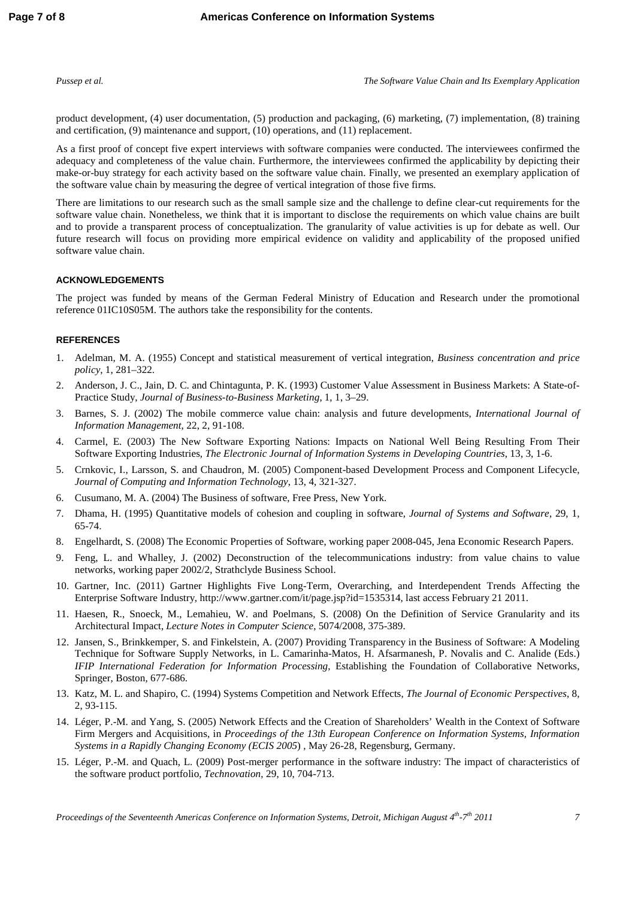product development, (4) user documentation, (5) production and packaging, (6) marketing, (7) implementation, (8) training and certification, (9) maintenance and support, (10) operations, and (11) replacement.

As a first proof of concept five expert interviews with software companies were conducted. The interviewees confirmed the adequacy and completeness of the value chain. Furthermore, the interviewees confirmed the applicability by depicting their make-or-buy strategy for each activity based on the software value chain. Finally, we presented an exemplary application of the software value chain by measuring the degree of vertical integration of those five firms.

There are limitations to our research such as the small sample size and the challenge to define clear-cut requirements for the software value chain. Nonetheless, we think that it is important to disclose the requirements on which value chains are built and to provide a transparent process of conceptualization. The granularity of value activities is up for debate as well. Our future research will focus on providing more empirical evidence on validity and applicability of the proposed unified software value chain.

## ACKNOWLEDGEMENTS

The project was funded by means of the German Federal Ministry of Education and Research under the promotional reference 01IC10S05M. The authors take the responsibility for the contents.

## REFERENCES

1. Adelman, M. A. (1955) Concept and statistical measurement of vertical integration, *Business concentration and price policy*, 1, 281–322.
2. Anderson, J. C., Jain, D. C. and Chintagunta, P. K. (1993) Customer Value Assessment in Business Markets: A State-of-Practice Study, *Journal of Business-to-Business Marketing*, 1, 1, 3–29.
3. Barnes, S. J. (2002) The mobile commerce value chain: analysis and future developments, *International Journal of Information Management*, 22, 2, 91-108.
4. Carmel, E. (2003) The New Software Exporting Nations: Impacts on National Well Being Resulting From Their Software Exporting Industries, *The Electronic Journal of Information Systems in Developing Countries*, 13, 3, 1-6.
5. Crnkovic, I., Larsson, S. and Chaudron, M. (2005) Component-based Development Process and Component Lifecycle, *Journal of Computing and Information Technology*, 13, 4, 321-327.
6. Cusumano, M. A. (2004) The Business of software, Free Press, New York.
7. Dhama, H. (1995) Quantitative models of cohesion and coupling in software, *Journal of Systems and Software*, 29, 1, 65-74.
8. Engelhardt, S. (2008) The Economic Properties of Software, working paper 2008-045, Jena Economic Research Papers.
9. Feng, L. and Whalley, J. (2002) Deconstruction of the telecommunications industry: from value chains to value networks, working paper 2002/2, Strathclyde Business School.
10. Gartner, Inc. (2011) Gartner Highlights Five Long-Term, Overarching, and Interdependent Trends Affecting the Enterprise Software Industry, http://www.gartner.com/it/page.jsp?id=1535314, last access February 21 2011.
11. Haesen, R., Snoeck, M., Lemahieu, W. and Poelmans, S. (2008) On the Definition of Service Granularity and its Architectural Impact, *Lecture Notes in Computer Science*, 5074/2008, 375-389.
12. Jansen, S., Brinkkemper, S. and Finkelstein, A. (2007) Providing Transparency in the Business of Software: A Modeling Technique for Software Supply Networks, in L. Camarinha-Matos, H. Afsarmanesh, P. Novalis and C. Analide (Eds.) *IFIP International Federation for Information Processing*, Establishing the Foundation of Collaborative Networks, Springer, Boston, 677-686.
13. Katz, M. L. and Shapiro, C. (1994) Systems Competition and Network Effects, *The Journal of Economic Perspectives*, 8, 2, 93-115.
14. Léger, P.-M. and Yang, S. (2005) Network Effects and the Creation of Shareholders' Wealth in the Context of Software Firm Mergers and Acquisitions, in *Proceedings of the 13th European Conference on Information Systems, Information Systems in a Rapidly Changing Economy (ECIS 2005)* , May 26-28, Regensburg, Germany.
15. Léger, P.-M. and Quach, L. (2009) Post-merger performance in the software industry: The impact of characteristics of the software product portfolio, *Technovation*, 29, 10, 704-713.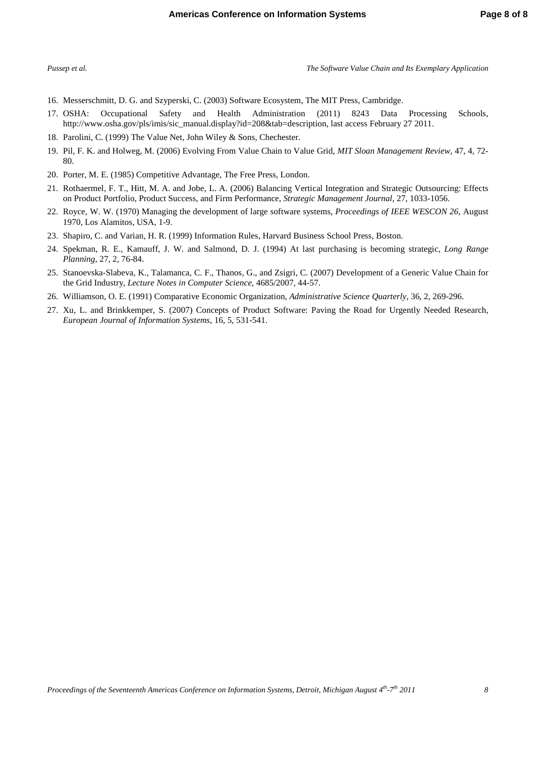16. Messerschmitt, D. G. and Szyperski, C. (2003) Software Ecosystem, The MIT Press, Cambridge.
17. OSHA: Occupational Safety and Health Administration (2011) 8243 Data Processing Schools, http://www.osha.gov/pls/imis/sic_manual.display?id=208&tab=description, last access February 27 2011.
18. Parolini, C. (1999) The Value Net, John Wiley & Sons, Chechester.
19. Pil, F. K. and Holweg, M. (2006) Evolving From Value Chain to Value Grid, *MIT Sloan Management Review*, 47, 4, 72-80.
20. Porter, M. E. (1985) Competitive Advantage, The Free Press, London.
21. Rothaermel, F. T., Hitt, M. A. and Jobe, L. A. (2006) Balancing Vertical Integration and Strategic Outsourcing: Effects on Product Portfolio, Product Success, and Firm Performance, *Strategic Management Journal*, 27, 1033-1056.
22. Royce, W. W. (1970) Managing the development of large software systems, *Proceedings of IEEE WESCON 26*, August 1970, Los Alamitos, USA, 1-9.
23. Shapiro, C. and Varian, H. R. (1999) Information Rules, Harvard Business School Press, Boston.
24. Spekman, R. E., Kamauff, J. W. and Salmond, D. J. (1994) At last purchasing is becoming strategic, *Long Range Planning*, 27, 2, 76-84.
25. Stanoevska-Slabeva, K., Talamanca, C. F., Thanos, G., and Zsigri, C. (2007) Development of a Generic Value Chain for the Grid Industry, *Lecture Notes in Computer Science*, 4685/2007, 44-57.
26. Williamson, O. E. (1991) Comparative Economic Organization, *Administrative Science Quarterly*, 36, 2, 269-296.
27. Xu, L. and Brinkkemper, S. (2007) Concepts of Product Software: Paving the Road for Urgently Needed Research, *European Journal of Information Systems*, 16, 5, 531-541.